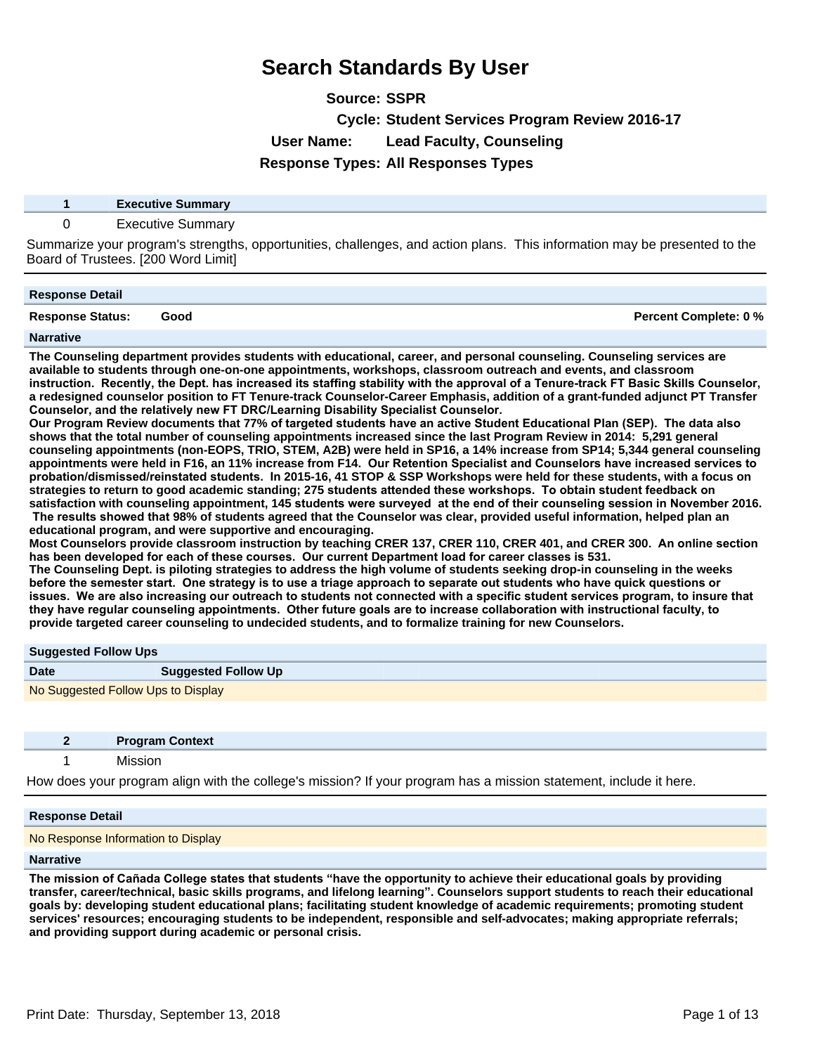# Search Standards By User

**Source:** SSPR
**Cycle:** Student Services Program Review 2016-17
**User Name:** Lead Faculty, Counseling
**Response Types:** All Responses Types

| 1 | Executive Summary |
|---|---|
| 0 | Executive Summary |

Summarize your program's strengths, opportunities, challenges, and action plans. This information may be presented to the Board of Trustees. [200 Word Limit]

**Response Detail**

**Response Status:** Good — **Percent Complete:** 0 %

**Narrative**

**The Counseling department provides students with educational, career, and personal counseling. Counseling services are available to students through one-on-one appointments, workshops, classroom outreach and events, and classroom instruction. Recently, the Dept. has increased its staffing stability with the approval of a Tenure-track FT Basic Skills Counselor, a redesigned counselor position to FT Tenure-track Counselor-Career Emphasis, addition of a grant-funded adjunct PT Transfer Counselor, and the relatively new FT DRC/Learning Disability Specialist Counselor.**
**Our Program Review documents that 77% of targeted students have an active Student Educational Plan (SEP). The data also shows that the total number of counseling appointments increased since the last Program Review in 2014: 5,291 general counseling appointments (non-EOPS, TRIO, STEM, A2B) were held in SP16, a 14% increase from SP14; 5,344 general counseling appointments were held in F16, an 11% increase from F14. Our Retention Specialist and Counselors have increased services to probation/dismissed/reinstated students. In 2015-16, 41 STOP & SSP Workshops were held for these students, with a focus on strategies to return to good academic standing; 275 students attended these workshops. To obtain student feedback on satisfaction with counseling appointment, 145 students were surveyed at the end of their counseling session in November 2016. The results showed that 98% of students agreed that the Counselor was clear, provided useful information, helped plan an educational program, and were supportive and encouraging.**
**Most Counselors provide classroom instruction by teaching CRER 137, CRER 110, CRER 401, and CRER 300. An online section has been developed for each of these courses. Our current Department load for career classes is 531.**
**The Counseling Dept. is piloting strategies to address the high volume of students seeking drop-in counseling in the weeks before the semester start. One strategy is to use a triage approach to separate out students who have quick questions or issues. We are also increasing our outreach to students not connected with a specific student services program, to insure that they have regular counseling appointments. Other future goals are to increase collaboration with instructional faculty, to provide targeted career counseling to undecided students, and to formalize training for new Counselors.**

**Suggested Follow Ups**

| Date | Suggested Follow Up |
|---|---|
| No Suggested Follow Ups to Display | |

| 2 | Program Context |
|---|---|
| 1 | Mission |

How does your program align with the college's mission? If your program has a mission statement, include it here.

**Response Detail**

No Response Information to Display

**Narrative**

**The mission of Cañada College states that students "have the opportunity to achieve their educational goals by providing transfer, career/technical, basic skills programs, and lifelong learning". Counselors support students to reach their educational goals by: developing student educational plans; facilitating student knowledge of academic requirements; promoting student services' resources; encouraging students to be independent, responsible and self-advocates; making appropriate referrals; and providing support during academic or personal crisis.**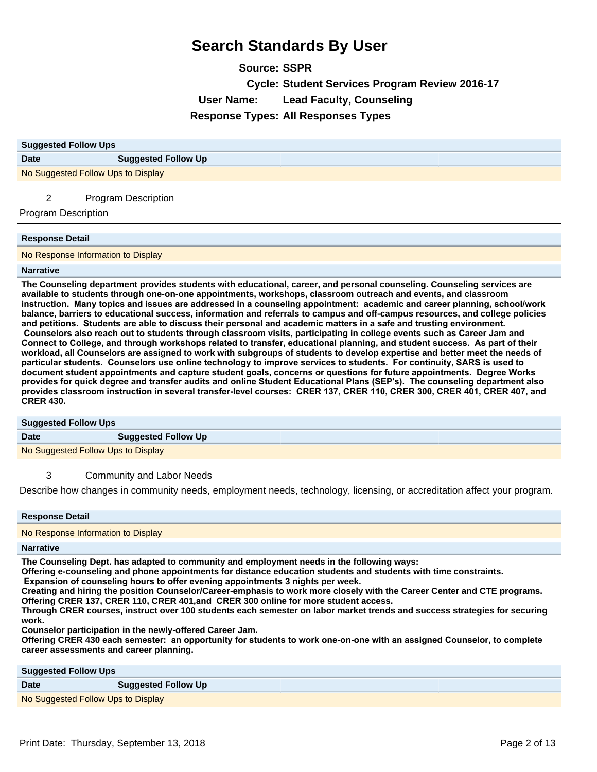# Search Standards By User

**Source:** SSPR

**Cycle:** Student Services Program Review 2016-17

**User Name:** Lead Faculty, Counseling

**Response Types:** All Responses Types

| Suggested Follow Ups | |
|---|---|
| **Date** | **Suggested Follow Up** |
| No Suggested Follow Ups to Display | |

2 Program Description

Program Description

| Response Detail |
|---|
| No Response Information to Display |

**Narrative**

**The Counseling department provides students with educational, career, and personal counseling. Counseling services are available to students through one-on-one appointments, workshops, classroom outreach and events, and classroom instruction. Many topics and issues are addressed in a counseling appointment: academic and career planning, school/work balance, barriers to educational success, information and referrals to campus and off-campus resources, and college policies and petitions. Students are able to discuss their personal and academic matters in a safe and trusting environment. Counselors also reach out to students through classroom visits, participating in college events such as Career Jam and Connect to College, and through workshops related to transfer, educational planning, and student success. As part of their workload, all Counselors are assigned to work with subgroups of students to develop expertise and better meet the needs of particular students. Counselors use online technology to improve services to students. For continuity, SARS is used to document student appointments and capture student goals, concerns or questions for future appointments. Degree Works provides for quick degree and transfer audits and online Student Educational Plans (SEP's). The counseling department also provides classroom instruction in several transfer-level courses: CRER 137, CRER 110, CRER 300, CRER 401, CRER 407, and CRER 430.**

| Suggested Follow Ups | |
|---|---|
| **Date** | **Suggested Follow Up** |
| No Suggested Follow Ups to Display | |

3 Community and Labor Needs

Describe how changes in community needs, employment needs, technology, licensing, or accreditation affect your program.

| Response Detail |
|---|
| No Response Information to Display |

**Narrative**

**The Counseling Dept. has adapted to community and employment needs in the following ways:**
**Offering e-counseling and phone appointments for distance education students and students with time constraints.**
**Expansion of counseling hours to offer evening appointments 3 nights per week.**
**Creating and hiring the position Counselor/Career-emphasis to work more closely with the Career Center and CTE programs.**
**Offering CRER 137, CRER 110, CRER 401,and CRER 300 online for more student access.**
**Through CRER courses, instruct over 100 students each semester on labor market trends and success strategies for securing work.**
**Counselor participation in the newly-offered Career Jam.**
**Offering CRER 430 each semester: an opportunity for students to work one-on-one with an assigned Counselor, to complete career assessments and career planning.**

| Suggested Follow Ups | |
|---|---|
| **Date** | **Suggested Follow Up** |
| No Suggested Follow Ups to Display | |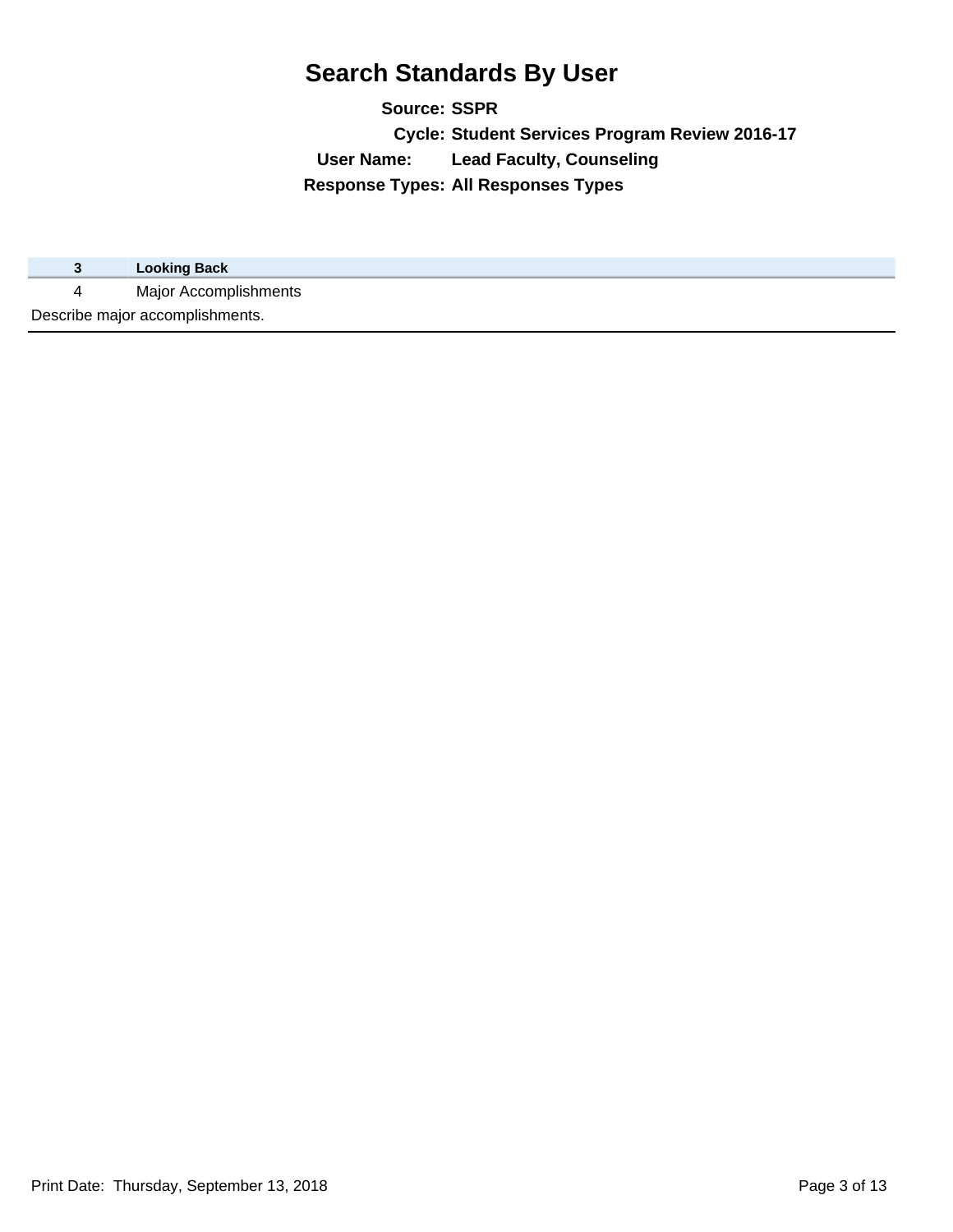# Search Standards By User

**Source:** SSPR

**Cycle:** Student Services Program Review 2016-17

**User Name:** Lead Faculty, Counseling

**Response Types:** All Responses Types

| 3 | Looking Back |
|---|---|
| 4 | Major Accomplishments |

Describe major accomplishments.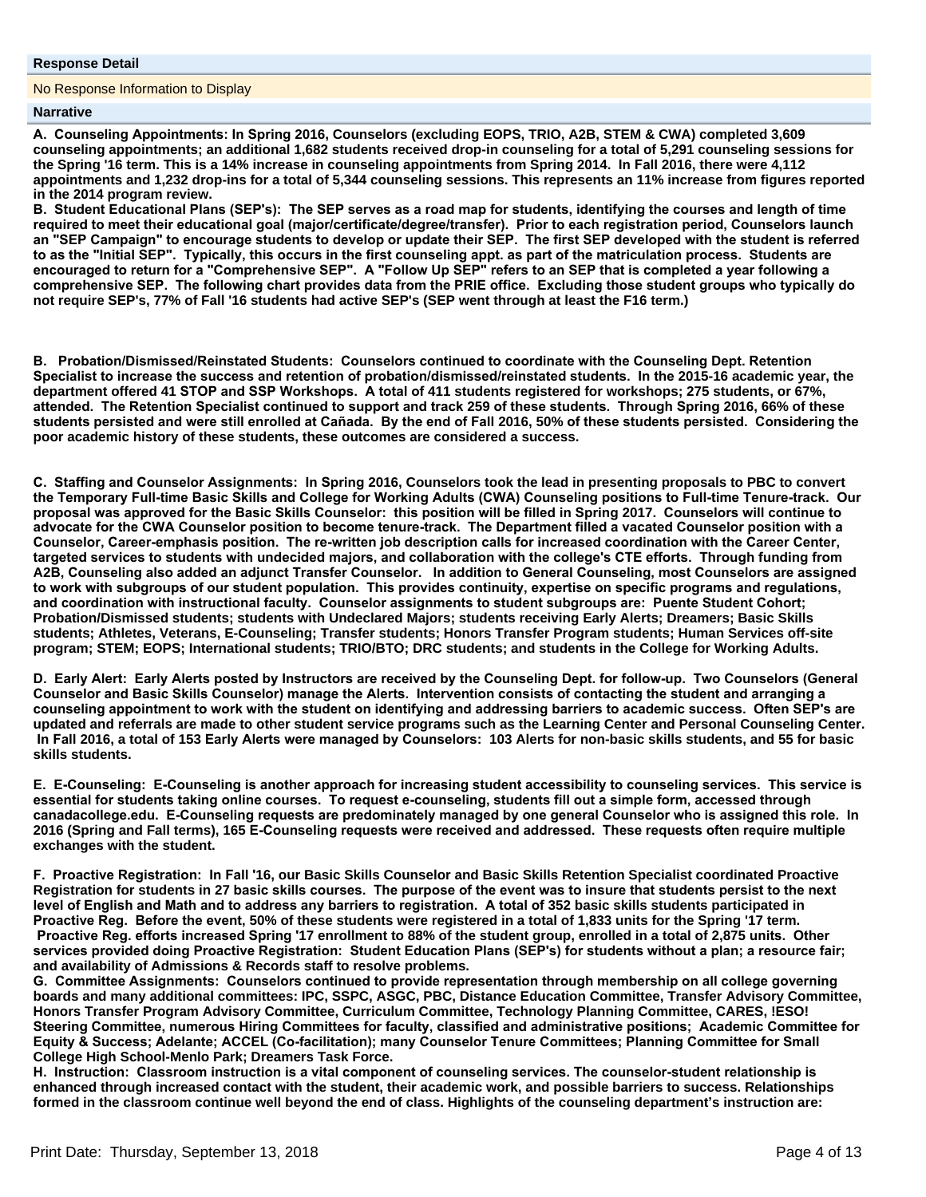### Response Detail

No Response Information to Display

### Narrative

**A. Counseling Appointments: In Spring 2016, Counselors (excluding EOPS, TRIO, A2B, STEM & CWA) completed 3,609 counseling appointments; an additional 1,682 students received drop-in counseling for a total of 5,291 counseling sessions for the Spring '16 term. This is a 14% increase in counseling appointments from Spring 2014. In Fall 2016, there were 4,112 appointments and 1,232 drop-ins for a total of 5,344 counseling sessions. This represents an 11% increase from figures reported in the 2014 program review.**

**B. Student Educational Plans (SEP's): The SEP serves as a road map for students, identifying the courses and length of time required to meet their educational goal (major/certificate/degree/transfer). Prior to each registration period, Counselors launch an "SEP Campaign" to encourage students to develop or update their SEP. The first SEP developed with the student is referred to as the "Initial SEP". Typically, this occurs in the first counseling appt. as part of the matriculation process. Students are encouraged to return for a "Comprehensive SEP". A "Follow Up SEP" refers to an SEP that is completed a year following a comprehensive SEP. The following chart provides data from the PRIE office. Excluding those student groups who typically do not require SEP's, 77% of Fall '16 students had active SEP's (SEP went through at least the F16 term.)**

**B. Probation/Dismissed/Reinstated Students: Counselors continued to coordinate with the Counseling Dept. Retention Specialist to increase the success and retention of probation/dismissed/reinstated students. In the 2015-16 academic year, the department offered 41 STOP and SSP Workshops. A total of 411 students registered for workshops; 275 students, or 67%, attended. The Retention Specialist continued to support and track 259 of these students. Through Spring 2016, 66% of these students persisted and were still enrolled at Cañada. By the end of Fall 2016, 50% of these students persisted. Considering the poor academic history of these students, these outcomes are considered a success.**

**C. Staffing and Counselor Assignments: In Spring 2016, Counselors took the lead in presenting proposals to PBC to convert the Temporary Full-time Basic Skills and College for Working Adults (CWA) Counseling positions to Full-time Tenure-track. Our proposal was approved for the Basic Skills Counselor: this position will be filled in Spring 2017. Counselors will continue to advocate for the CWA Counselor position to become tenure-track. The Department filled a vacated Counselor position with a Counselor, Career-emphasis position. The re-written job description calls for increased coordination with the Career Center, targeted services to students with undecided majors, and collaboration with the college's CTE efforts. Through funding from A2B, Counseling also added an adjunct Transfer Counselor. In addition to General Counseling, most Counselors are assigned to work with subgroups of our student population. This provides continuity, expertise on specific programs and regulations, and coordination with instructional faculty. Counselor assignments to student subgroups are: Puente Student Cohort; Probation/Dismissed students; students with Undeclared Majors; students receiving Early Alerts; Dreamers; Basic Skills students; Athletes, Veterans, E-Counseling; Transfer students; Honors Transfer Program students; Human Services off-site program; STEM; EOPS; International students; TRIO/BTO; DRC students; and students in the College for Working Adults.**

**D. Early Alert: Early Alerts posted by Instructors are received by the Counseling Dept. for follow-up. Two Counselors (General Counselor and Basic Skills Counselor) manage the Alerts. Intervention consists of contacting the student and arranging a counseling appointment to work with the student on identifying and addressing barriers to academic success. Often SEP's are updated and referrals are made to other student service programs such as the Learning Center and Personal Counseling Center. In Fall 2016, a total of 153 Early Alerts were managed by Counselors: 103 Alerts for non-basic skills students, and 55 for basic skills students.**

**E. E-Counseling: E-Counseling is another approach for increasing student accessibility to counseling services. This service is essential for students taking online courses. To request e-counseling, students fill out a simple form, accessed through canadacollege.edu. E-Counseling requests are predominately managed by one general Counselor who is assigned this role. In 2016 (Spring and Fall terms), 165 E-Counseling requests were received and addressed. These requests often require multiple exchanges with the student.**

**F. Proactive Registration: In Fall '16, our Basic Skills Counselor and Basic Skills Retention Specialist coordinated Proactive Registration for students in 27 basic skills courses. The purpose of the event was to insure that students persist to the next level of English and Math and to address any barriers to registration. A total of 352 basic skills students participated in Proactive Reg. Before the event, 50% of these students were registered in a total of 1,833 units for the Spring '17 term. Proactive Reg. efforts increased Spring '17 enrollment to 88% of the student group, enrolled in a total of 2,875 units. Other services provided doing Proactive Registration: Student Education Plans (SEP's) for students without a plan; a resource fair; and availability of Admissions & Records staff to resolve problems.**

**G. Committee Assignments: Counselors continued to provide representation through membership on all college governing boards and many additional committees: IPC, SSPC, ASGC, PBC, Distance Education Committee, Transfer Advisory Committee, Honors Transfer Program Advisory Committee, Curriculum Committee, Technology Planning Committee, CARES, !ESO! Steering Committee, numerous Hiring Committees for faculty, classified and administrative positions; Academic Committee for Equity & Success; Adelante; ACCEL (Co-facilitation); many Counselor Tenure Committees; Planning Committee for Small College High School-Menlo Park; Dreamers Task Force.**

**H. Instruction: Classroom instruction is a vital component of counseling services. The counselor-student relationship is enhanced through increased contact with the student, their academic work, and possible barriers to success. Relationships formed in the classroom continue well beyond the end of class. Highlights of the counseling department's instruction are:**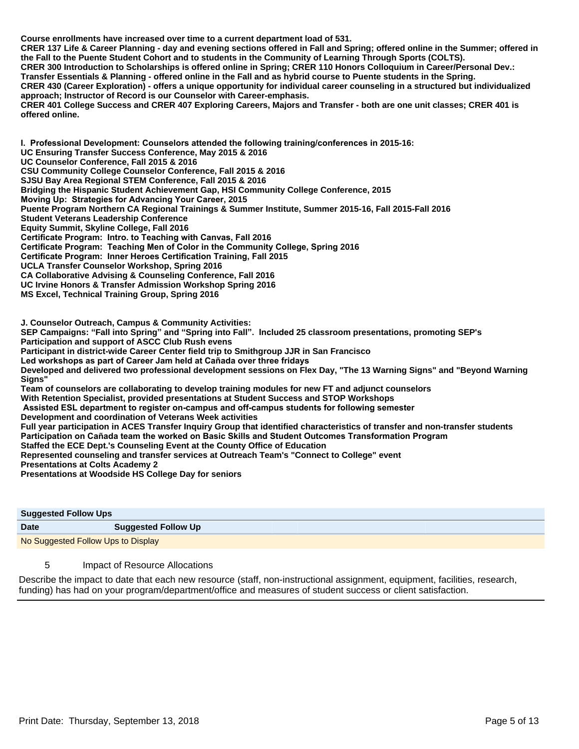**Course enrollments have increased over time to a current department load of 531.**
**CRER 137 Life & Career Planning - day and evening sections offered in Fall and Spring; offered online in the Summer; offered in the Fall to the Puente Student Cohort and to students in the Community of Learning Through Sports (COLTS).**
**CRER 300 Introduction to Scholarships is offered online in Spring; CRER 110 Honors Colloquium in Career/Personal Dev.: Transfer Essentials & Planning - offered online in the Fall and as hybrid course to Puente students in the Spring.**
**CRER 430 (Career Exploration) - offers a unique opportunity for individual career counseling in a structured but individualized approach; Instructor of Record is our Counselor with Career-emphasis.**
**CRER 401 College Success and CRER 407 Exploring Careers, Majors and Transfer - both are one unit classes; CRER 401 is offered online.**

**I. Professional Development: Counselors attended the following training/conferences in 2015-16:**
**UC Ensuring Transfer Success Conference, May 2015 & 2016**
**UC Counselor Conference, Fall 2015 & 2016**
**CSU Community College Counselor Conference, Fall 2015 & 2016**
**SJSU Bay Area Regional STEM Conference, Fall 2015 & 2016**
**Bridging the Hispanic Student Achievement Gap, HSI Community College Conference, 2015**
**Moving Up: Strategies for Advancing Your Career, 2015**
**Puente Program Northern CA Regional Trainings & Summer Institute, Summer 2015-16, Fall 2015-Fall 2016**
**Student Veterans Leadership Conference**
**Equity Summit, Skyline College, Fall 2016**
**Certificate Program: Intro. to Teaching with Canvas, Fall 2016**
**Certificate Program: Teaching Men of Color in the Community College, Spring 2016**
**Certificate Program: Inner Heroes Certification Training, Fall 2015**
**UCLA Transfer Counselor Workshop, Spring 2016**
**CA Collaborative Advising & Counseling Conference, Fall 2016**
**UC Irvine Honors & Transfer Admission Workshop Spring 2016**
**MS Excel, Technical Training Group, Spring 2016**

**J. Counselor Outreach, Campus & Community Activities:**
**SEP Campaigns: “Fall into Spring” and “Spring into Fall”. Included 25 classroom presentations, promoting SEP's**
**Participation and support of ASCC Club Rush evens**
**Participant in district-wide Career Center field trip to Smithgroup JJR in San Francisco**
**Led workshops as part of Career Jam held at Cañada over three fridays**
**Developed and delivered two professional development sessions on Flex Day, "The 13 Warning Signs" and "Beyond Warning Signs"**
**Team of counselors are collaborating to develop training modules for new FT and adjunct counselors**
**With Retention Specialist, provided presentations at Student Success and STOP Workshops**
**Assisted ESL department to register on-campus and off-campus students for following semester**
**Development and coordination of Veterans Week activities**
**Full year participation in ACES Transfer Inquiry Group that identified characteristics of transfer and non-transfer students**
**Participation on Cañada team the worked on Basic Skills and Student Outcomes Transformation Program**
**Staffed the ECE Dept.'s Counseling Event at the County Office of Education**
**Represented counseling and transfer services at Outreach Team's "Connect to College" event**
**Presentations at Colts Academy 2**
**Presentations at Woodside HS College Day for seniors**

**Suggested Follow Ups**

| Date | Suggested Follow Up |
|---|---|
| No Suggested Follow Ups to Display | |

## 5 Impact of Resource Allocations

Describe the impact to date that each new resource (staff, non-instructional assignment, equipment, facilities, research, funding) has had on your program/department/office and measures of student success or client satisfaction.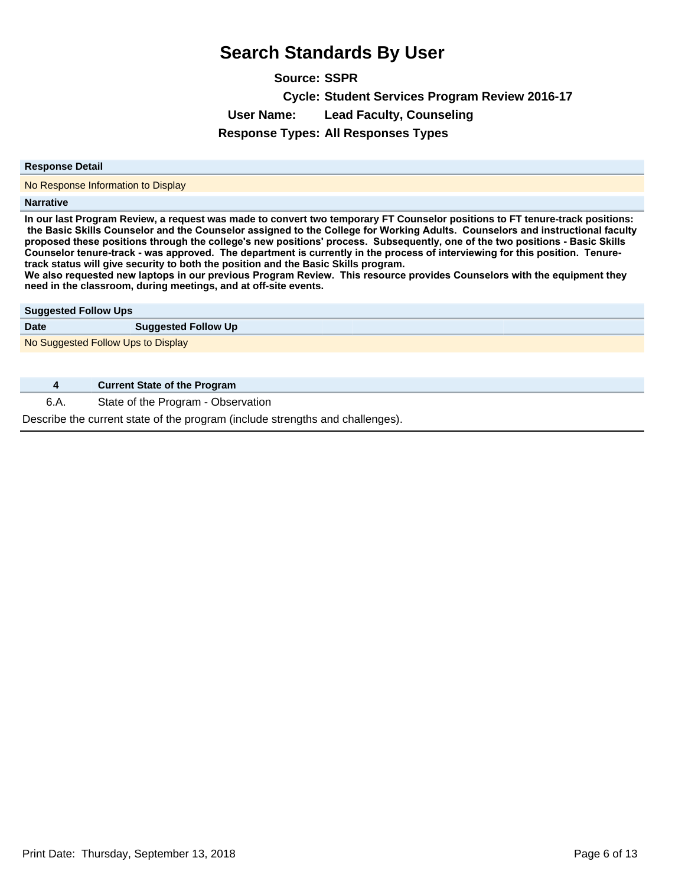# Search Standards By User

**Source:** SSPR

**Cycle:** Student Services Program Review 2016-17

**User Name:** Lead Faculty, Counseling

**Response Types:** All Responses Types

**Response Detail**

No Response Information to Display

**Narrative**

**In our last Program Review, a request was made to convert two temporary FT Counselor positions to FT tenure-track positions: the Basic Skills Counselor and the Counselor assigned to the College for Working Adults. Counselors and instructional faculty proposed these positions through the college's new positions' process. Subsequently, one of the two positions - Basic Skills Counselor tenure-track - was approved. The department is currently in the process of interviewing for this position. Tenure-track status will give security to both the position and the Basic Skills program.**
**We also requested new laptops in our previous Program Review. This resource provides Counselors with the equipment they need in the classroom, during meetings, and at off-site events.**

**Suggested Follow Ups**

| Date | Suggested Follow Up |
| --- | --- |
| No Suggested Follow Ups to Display | |

| 4 | Current State of the Program |
| --- | --- |
| 6.A. | State of the Program - Observation |

Describe the current state of the program (include strengths and challenges).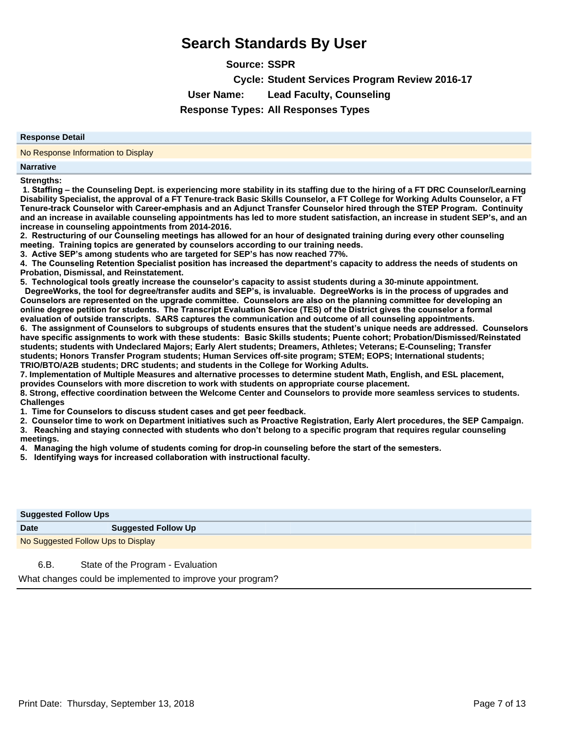# Search Standards By User

**Source:** SSPR

**Cycle:** Student Services Program Review 2016-17

**User Name:** Lead Faculty, Counseling

**Response Types:** All Responses Types

| Response Detail |
|---|
| No Response Information to Display |

**Narrative**

**Strengths:**

**1. Staffing – the Counseling Dept. is experiencing more stability in its staffing due to the hiring of a FT DRC Counselor/Learning Disability Specialist, the approval of a FT Tenure-track Basic Skills Counselor, a FT College for Working Adults Counselor, a FT Tenure-track Counselor with Career-emphasis and an Adjunct Transfer Counselor hired through the STEP Program. Continuity and an increase in available counseling appointments has led to more student satisfaction, an increase in student SEP's, and an increase in counseling appointments from 2014-2016.**

**2. Restructuring of our Counseling meetings has allowed for an hour of designated training during every other counseling meeting. Training topics are generated by counselors according to our training needs.**

**3. Active SEP's among students who are targeted for SEP's has now reached 77%.**

**4. The Counseling Retention Specialist position has increased the department's capacity to address the needs of students on Probation, Dismissal, and Reinstatement.**

**5. Technological tools greatly increase the counselor's capacity to assist students during a 30-minute appointment. DegreeWorks, the tool for degree/transfer audits and SEP's, is invaluable. DegreeWorks is in the process of upgrades and Counselors are represented on the upgrade committee. Counselors are also on the planning committee for developing an online degree petition for students. The Transcript Evaluation Service (TES) of the District gives the counselor a formal evaluation of outside transcripts. SARS captures the communication and outcome of all counseling appointments.**

**6. The assignment of Counselors to subgroups of students ensures that the student's unique needs are addressed. Counselors have specific assignments to work with these students: Basic Skills students; Puente cohort; Probation/Dismissed/Reinstated students; students with Undeclared Majors; Early Alert students; Dreamers, Athletes; Veterans; E-Counseling; Transfer students; Honors Transfer Program students; Human Services off-site program; STEM; EOPS; International students; TRIO/BTO/A2B students; DRC students; and students in the College for Working Adults.**

**7. Implementation of Multiple Measures and alternative processes to determine student Math, English, and ESL placement, provides Counselors with more discretion to work with students on appropriate course placement.**

**8. Strong, effective coordination between the Welcome Center and Counselors to provide more seamless services to students.**

**Challenges**

**1. Time for Counselors to discuss student cases and get peer feedback.**

**2. Counselor time to work on Department initiatives such as Proactive Registration, Early Alert procedures, the SEP Campaign.**

**3. Reaching and staying connected with students who don't belong to a specific program that requires regular counseling meetings.**

**4. Managing the high volume of students coming for drop-in counseling before the start of the semesters.**

**5. Identifying ways for increased collaboration with instructional faculty.**

**Suggested Follow Ups**

| Date | Suggested Follow Up |
|---|---|
| No Suggested Follow Ups to Display | |

6.B. State of the Program - Evaluation

What changes could be implemented to improve your program?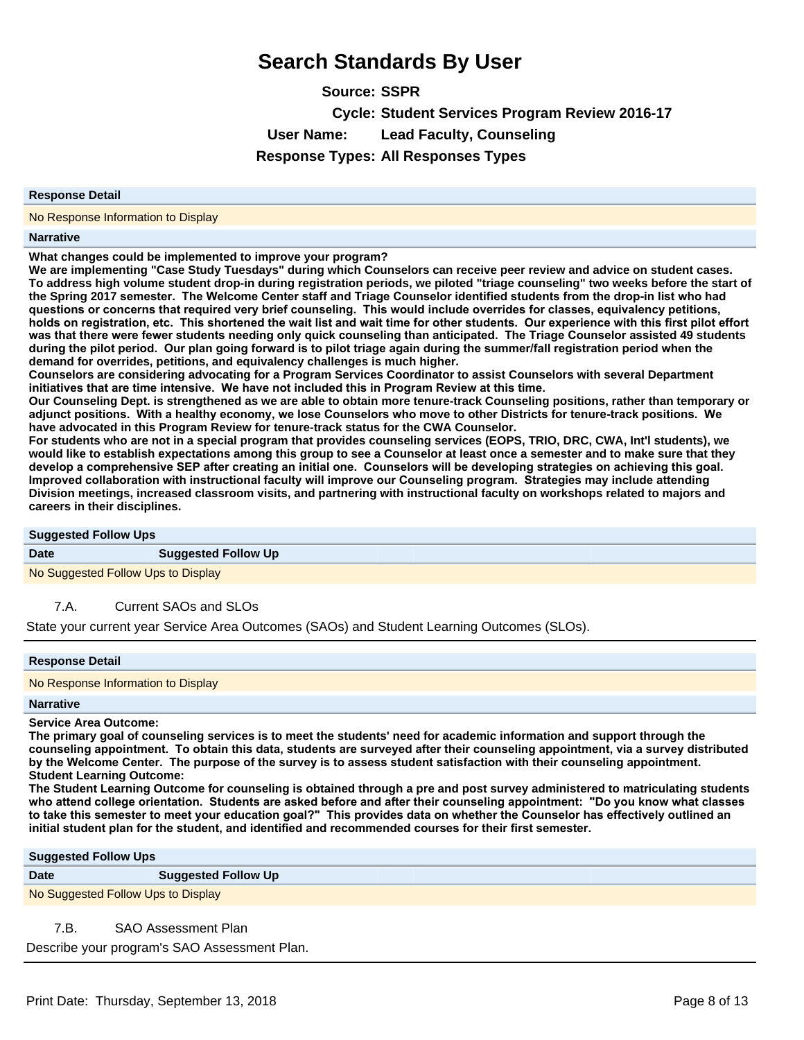# Search Standards By User

**Source:** SSPR

**Cycle:** Student Services Program Review 2016-17

**User Name:** Lead Faculty, Counseling

**Response Types:** All Responses Types

**Response Detail**

No Response Information to Display

**Narrative**

**What changes could be implemented to improve your program?**
**We are implementing "Case Study Tuesdays" during which Counselors can receive peer review and advice on student cases. To address high volume student drop-in during registration periods, we piloted "triage counseling" two weeks before the start of the Spring 2017 semester. The Welcome Center staff and Triage Counselor identified students from the drop-in list who had questions or concerns that required very brief counseling. This would include overrides for classes, equivalency petitions, holds on registration, etc. This shortened the wait list and wait time for other students. Our experience with this first pilot effort was that there were fewer students needing only quick counseling than anticipated. The Triage Counselor assisted 49 students during the pilot period. Our plan going forward is to pilot triage again during the summer/fall registration period when the demand for overrides, petitions, and equivalency challenges is much higher.**
**Counselors are considering advocating for a Program Services Coordinator to assist Counselors with several Department initiatives that are time intensive. We have not included this in Program Review at this time.**
**Our Counseling Dept. is strengthened as we are able to obtain more tenure-track Counseling positions, rather than temporary or adjunct positions. With a healthy economy, we lose Counselors who move to other Districts for tenure-track positions. We have advocated in this Program Review for tenure-track status for the CWA Counselor.**
**For students who are not in a special program that provides counseling services (EOPS, TRIO, DRC, CWA, Int'l students), we would like to establish expectations among this group to see a Counselor at least once a semester and to make sure that they develop a comprehensive SEP after creating an initial one. Counselors will be developing strategies on achieving this goal.**
**Improved collaboration with instructional faculty will improve our Counseling program. Strategies may include attending Division meetings, increased classroom visits, and partnering with instructional faculty on workshops related to majors and careers in their disciplines.**

**Suggested Follow Ups**

| Date | Suggested Follow Up |
|---|---|
| No Suggested Follow Ups to Display | |

7.A. Current SAOs and SLOs

State your current year Service Area Outcomes (SAOs) and Student Learning Outcomes (SLOs).

**Response Detail**

No Response Information to Display

**Narrative**

**Service Area Outcome:**
**The primary goal of counseling services is to meet the students' need for academic information and support through the counseling appointment. To obtain this data, students are surveyed after their counseling appointment, via a survey distributed by the Welcome Center. The purpose of the survey is to assess student satisfaction with their counseling appointment.**
**Student Learning Outcome:**
**The Student Learning Outcome for counseling is obtained through a pre and post survey administered to matriculating students who attend college orientation. Students are asked before and after their counseling appointment: "Do you know what classes to take this semester to meet your education goal?" This provides data on whether the Counselor has effectively outlined an initial student plan for the student, and identified and recommended courses for their first semester.**

**Suggested Follow Ups**

| Date | Suggested Follow Up |
|---|---|
| No Suggested Follow Ups to Display | |

7.B. SAO Assessment Plan

Describe your program's SAO Assessment Plan.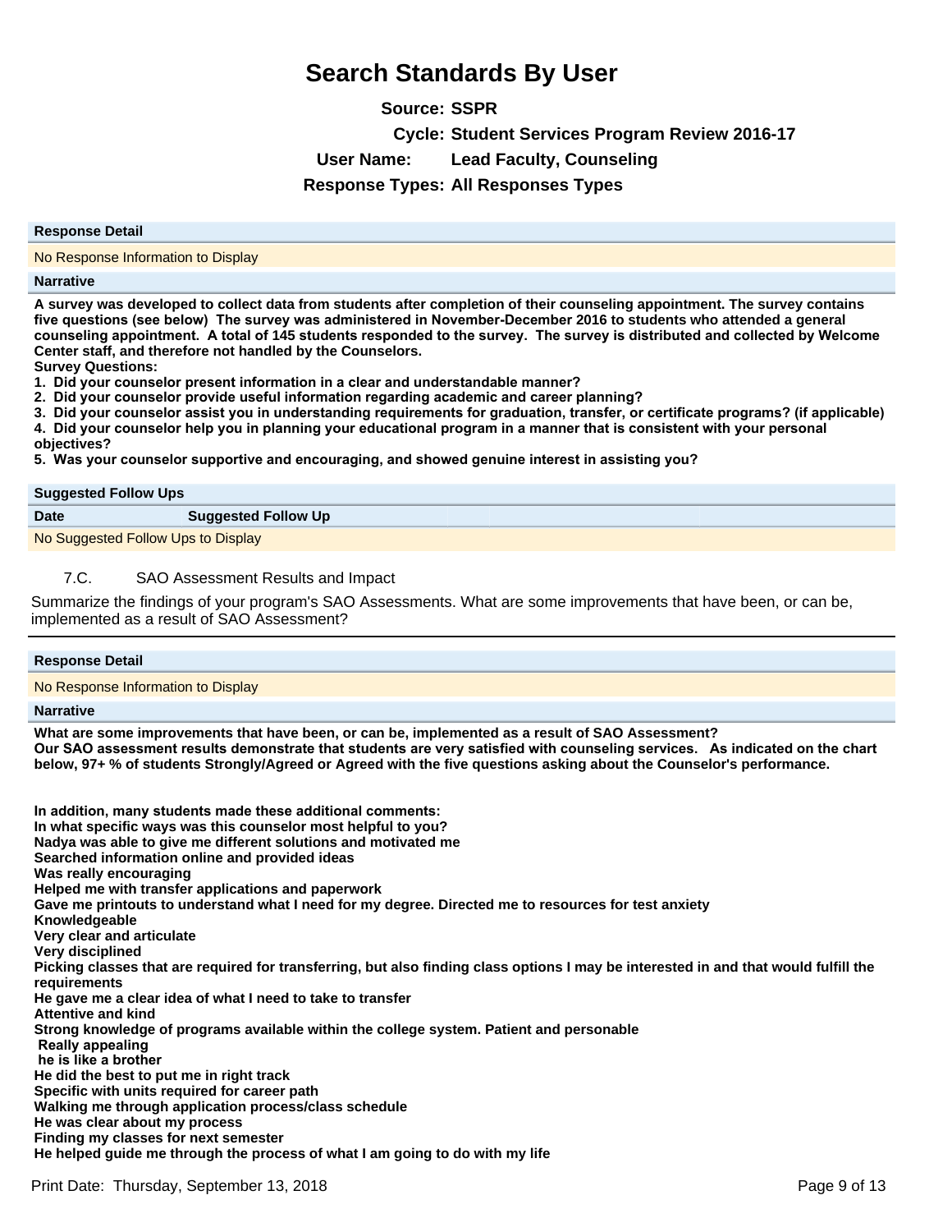# Search Standards By User

**Source:** SSPR
**Cycle:** Student Services Program Review 2016-17
**User Name:** Lead Faculty, Counseling
**Response Types:** All Responses Types

**Response Detail**

No Response Information to Display

**Narrative**

**A survey was developed to collect data from students after completion of their counseling appointment. The survey contains five questions (see below) The survey was administered in November-December 2016 to students who attended a general counseling appointment. A total of 145 students responded to the survey. The survey is distributed and collected by Welcome Center staff, and therefore not handled by the Counselors.**

**Survey Questions:**

1. **Did your counselor present information in a clear and understandable manner?**
2. **Did your counselor provide useful information regarding academic and career planning?**
3. **Did your counselor assist you in understanding requirements for graduation, transfer, or certificate programs? (if applicable)**
4. **Did your counselor help you in planning your educational program in a manner that is consistent with your personal objectives?**
5. **Was your counselor supportive and encouraging, and showed genuine interest in assisting you?**

**Suggested Follow Ups**

| Date | Suggested Follow Up |
|---|---|
| No Suggested Follow Ups to Display | |

7.C. SAO Assessment Results and Impact

Summarize the findings of your program's SAO Assessments. What are some improvements that have been, or can be, implemented as a result of SAO Assessment?

**Response Detail**

No Response Information to Display

**Narrative**

**What are some improvements that have been, or can be, implemented as a result of SAO Assessment?**
**Our SAO assessment results demonstrate that students are very satisfied with counseling services. As indicated on the chart below, 97+ % of students Strongly/Agreed or Agreed with the five questions asking about the Counselor's performance.**

**In addition, many students made these additional comments:**
**In what specific ways was this counselor most helpful to you?**
**Nadya was able to give me different solutions and motivated me**
**Searched information online and provided ideas**
**Was really encouraging**
**Helped me with transfer applications and paperwork**
**Gave me printouts to understand what I need for my degree. Directed me to resources for test anxiety**
**Knowledgeable**
**Very clear and articulate**
**Very disciplined**
**Picking classes that are required for transferring, but also finding class options I may be interested in and that would fulfill the requirements**
**He gave me a clear idea of what I need to take to transfer**
**Attentive and kind**
**Strong knowledge of programs available within the college system. Patient and personable**
**Really appealing**
**he is like a brother**
**He did the best to put me in right track**
**Specific with units required for career path**
**Walking me through application process/class schedule**
**He was clear about my process**
**Finding my classes for next semester**
**He helped guide me through the process of what I am going to do with my life**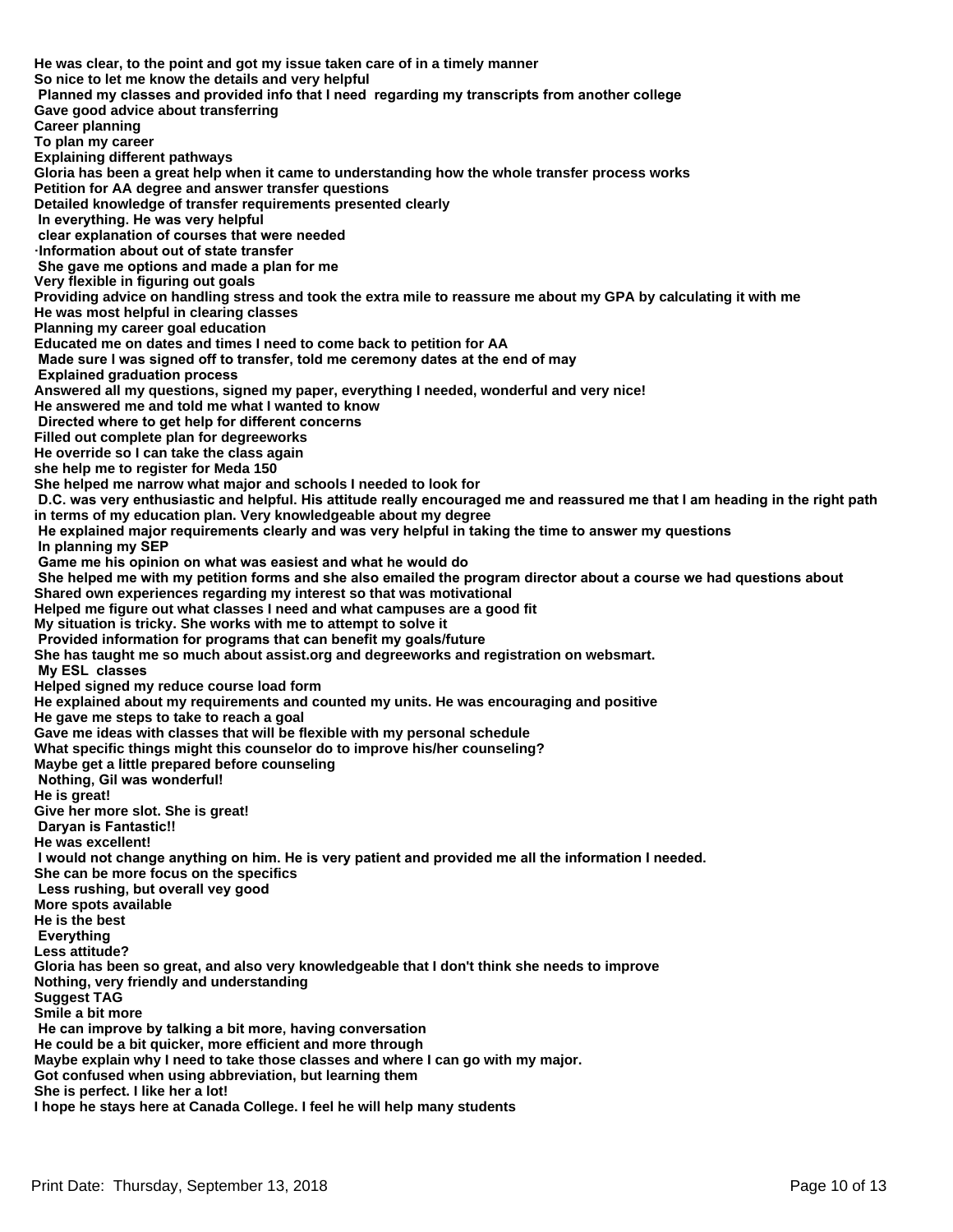**He was clear, to the point and got my issue taken care of in a timely manner**
**So nice to let me know the details and very helpful**
**Planned my classes and provided info that I need regarding my transcripts from another college**
**Gave good advice about transferring**
**Career planning**
**To plan my career**
**Explaining different pathways**
**Gloria has been a great help when it came to understanding how the whole transfer process works**
**Petition for AA degree and answer transfer questions**
**Detailed knowledge of transfer requirements presented clearly**
**In everything. He was very helpful**
**clear explanation of courses that were needed**
**·Information about out of state transfer**
**She gave me options and made a plan for me**
**Very flexible in figuring out goals**
**Providing advice on handling stress and took the extra mile to reassure me about my GPA by calculating it with me**
**He was most helpful in clearing classes**
**Planning my career goal education**
**Educated me on dates and times I need to come back to petition for AA**
**Made sure I was signed off to transfer, told me ceremony dates at the end of may**
**Explained graduation process**
**Answered all my questions, signed my paper, everything I needed, wonderful and very nice!**
**He answered me and told me what I wanted to know**
**Directed where to get help for different concerns**
**Filled out complete plan for degreeworks**
**He override so I can take the class again**
**she help me to register for Meda 150**
**She helped me narrow what major and schools I needed to look for**
**D.C. was very enthusiastic and helpful. His attitude really encouraged me and reassured me that I am heading in the right path in terms of my education plan. Very knowledgeable about my degree**
**He explained major requirements clearly and was very helpful in taking the time to answer my questions**
**In planning my SEP**
**Game me his opinion on what was easiest and what he would do**
**She helped me with my petition forms and she also emailed the program director about a course we had questions about**
**Shared own experiences regarding my interest so that was motivational**
**Helped me figure out what classes I need and what campuses are a good fit**
**My situation is tricky. She works with me to attempt to solve it**
**Provided information for programs that can benefit my goals/future**
**She has taught me so much about assist.org and degreeworks and registration on websmart.**
**My ESL classes**
**Helped signed my reduce course load form**
**He explained about my requirements and counted my units. He was encouraging and positive**
**He gave me steps to take to reach a goal**
**Gave me ideas with classes that will be flexible with my personal schedule**
**What specific things might this counselor do to improve his/her counseling?**
**Maybe get a little prepared before counseling**
**Nothing, Gil was wonderful!**
**He is great!**
**Give her more slot. She is great!**
**Daryan is Fantastic!!**
**He was excellent!**
**I would not change anything on him. He is very patient and provided me all the information I needed.**
**She can be more focus on the specifics**
**Less rushing, but overall vey good**
**More spots available**
**He is the best**
**Everything**
**Less attitude?**
**Gloria has been so great, and also very knowledgeable that I don't think she needs to improve**
**Nothing, very friendly and understanding**
**Suggest TAG**
**Smile a bit more**
**He can improve by talking a bit more, having conversation**
**He could be a bit quicker, more efficient and more through**
**Maybe explain why I need to take those classes and where I can go with my major.**
**Got confused when using abbreviation, but learning them**
**She is perfect. I like her a lot!**
**I hope he stays here at Canada College. I feel he will help many students**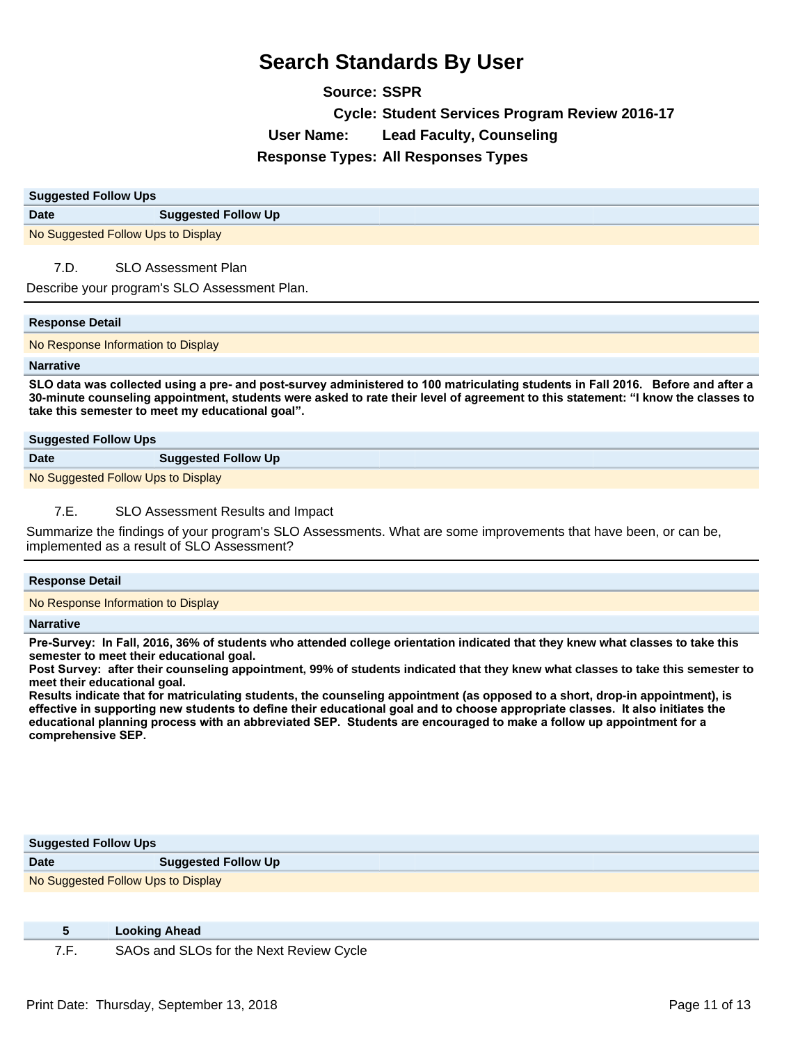# Search Standards By User

**Source:** SSPR

**Cycle:** Student Services Program Review 2016-17

**User Name:** Lead Faculty, Counseling

**Response Types:** All Responses Types

| Suggested Follow Ups | |
|---|---|
| **Date** | **Suggested Follow Up** |
| No Suggested Follow Ups to Display | |

7.D. SLO Assessment Plan

Describe your program's SLO Assessment Plan.

**Response Detail**

No Response Information to Display

**Narrative**

**SLO data was collected using a pre- and post-survey administered to 100 matriculating students in Fall 2016. Before and after a 30-minute counseling appointment, students were asked to rate their level of agreement to this statement: "I know the classes to take this semester to meet my educational goal".**

| Suggested Follow Ups | |
|---|---|
| **Date** | **Suggested Follow Up** |
| No Suggested Follow Ups to Display | |

7.E. SLO Assessment Results and Impact

Summarize the findings of your program's SLO Assessments. What are some improvements that have been, or can be, implemented as a result of SLO Assessment?

**Response Detail**

No Response Information to Display

**Narrative**

**Pre-Survey: In Fall, 2016, 36% of students who attended college orientation indicated that they knew what classes to take this semester to meet their educational goal.**
**Post Survey: after their counseling appointment, 99% of students indicated that they knew what classes to take this semester to meet their educational goal.**
**Results indicate that for matriculating students, the counseling appointment (as opposed to a short, drop-in appointment), is effective in supporting new students to define their educational goal and to choose appropriate classes. It also initiates the educational planning process with an abbreviated SEP. Students are encouraged to make a follow up appointment for a comprehensive SEP.**

| Suggested Follow Ups | |
|---|---|
| **Date** | **Suggested Follow Up** |
| No Suggested Follow Ups to Display | |

**5 Looking Ahead**

7.F. SAOs and SLOs for the Next Review Cycle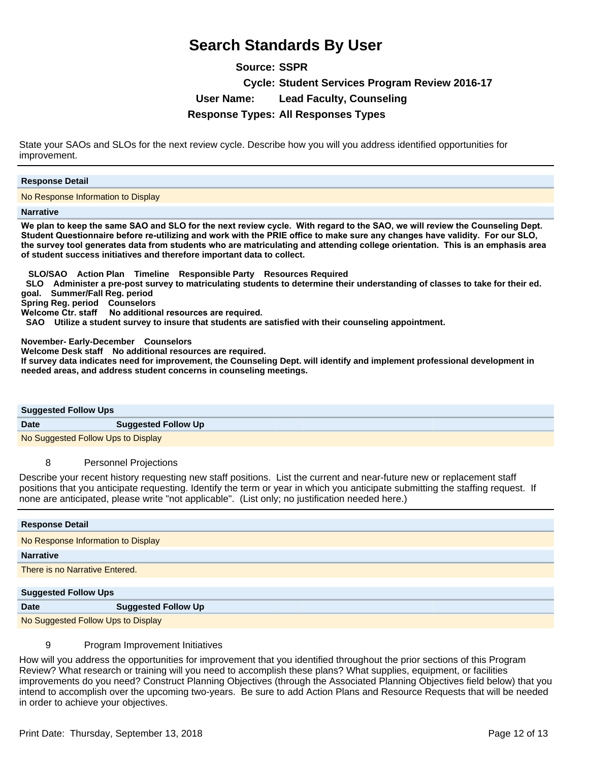# Search Standards By User

**Source:** SSPR

**Cycle:** Student Services Program Review 2016-17

**User Name:** Lead Faculty, Counseling

**Response Types:** All Responses Types

State your SAOs and SLOs for the next review cycle. Describe how you will you address identified opportunities for improvement.

**Response Detail**

No Response Information to Display

**Narrative**

**We plan to keep the same SAO and SLO for the next review cycle. With regard to the SAO, we will review the Counseling Dept. Student Questionnaire before re-utilizing and work with the PRIE office to make sure any changes have validity. For our SLO, the survey tool generates data from students who are matriculating and attending college orientation. This is an emphasis area of student success initiatives and therefore important data to collect.**

**SLO/SAO Action Plan Timeline Responsible Party Resources Required**
**SLO Administer a pre-post survey to matriculating students to determine their understanding of classes to take for their ed. goal. Summer/Fall Reg. period**
**Spring Reg. period Counselors**
**Welcome Ctr. staff No additional resources are required.**
**SAO Utilize a student survey to insure that students are satisfied with their counseling appointment.**

**November- Early-December Counselors**
**Welcome Desk staff No additional resources are required.**
**If survey data indicates need for improvement, the Counseling Dept. will identify and implement professional development in needed areas, and address student concerns in counseling meetings.**

**Suggested Follow Ups**

| Date | Suggested Follow Up |
|---|---|
| No Suggested Follow Ups to Display | |

8 Personnel Projections

Describe your recent history requesting new staff positions. List the current and near-future new or replacement staff positions that you anticipate requesting. Identify the term or year in which you anticipate submitting the staffing request. If none are anticipated, please write "not applicable". (List only; no justification needed here.)

**Response Detail**

No Response Information to Display

**Narrative**

There is no Narrative Entered.

**Suggested Follow Ups**

| Date | Suggested Follow Up |
|---|---|
| No Suggested Follow Ups to Display | |

9 Program Improvement Initiatives

How will you address the opportunities for improvement that you identified throughout the prior sections of this Program Review? What research or training will you need to accomplish these plans? What supplies, equipment, or facilities improvements do you need? Construct Planning Objectives (through the Associated Planning Objectives field below) that you intend to accomplish over the upcoming two-years. Be sure to add Action Plans and Resource Requests that will be needed in order to achieve your objectives.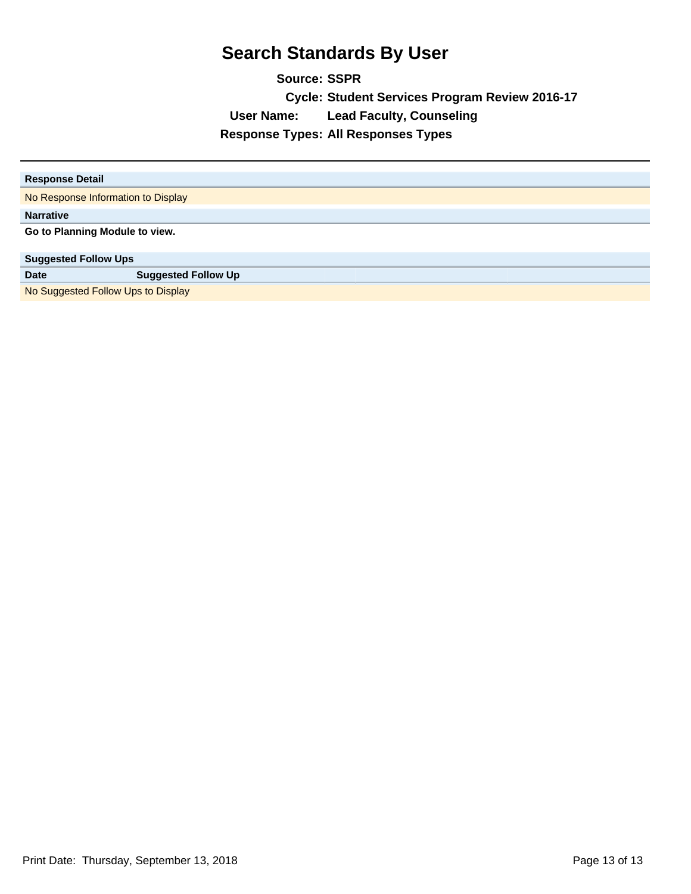# Search Standards By User

**Source:** SSPR

**Cycle:** Student Services Program Review 2016-17

**User Name:** Lead Faculty, Counseling

**Response Types:** All Responses Types

---

**Response Detail**

No Response Information to Display

**Narrative**

**Go to Planning Module to view.**

**Suggested Follow Ups**

| Date | Suggested Follow Up |
|---|---|
| No Suggested Follow Ups to Display | |